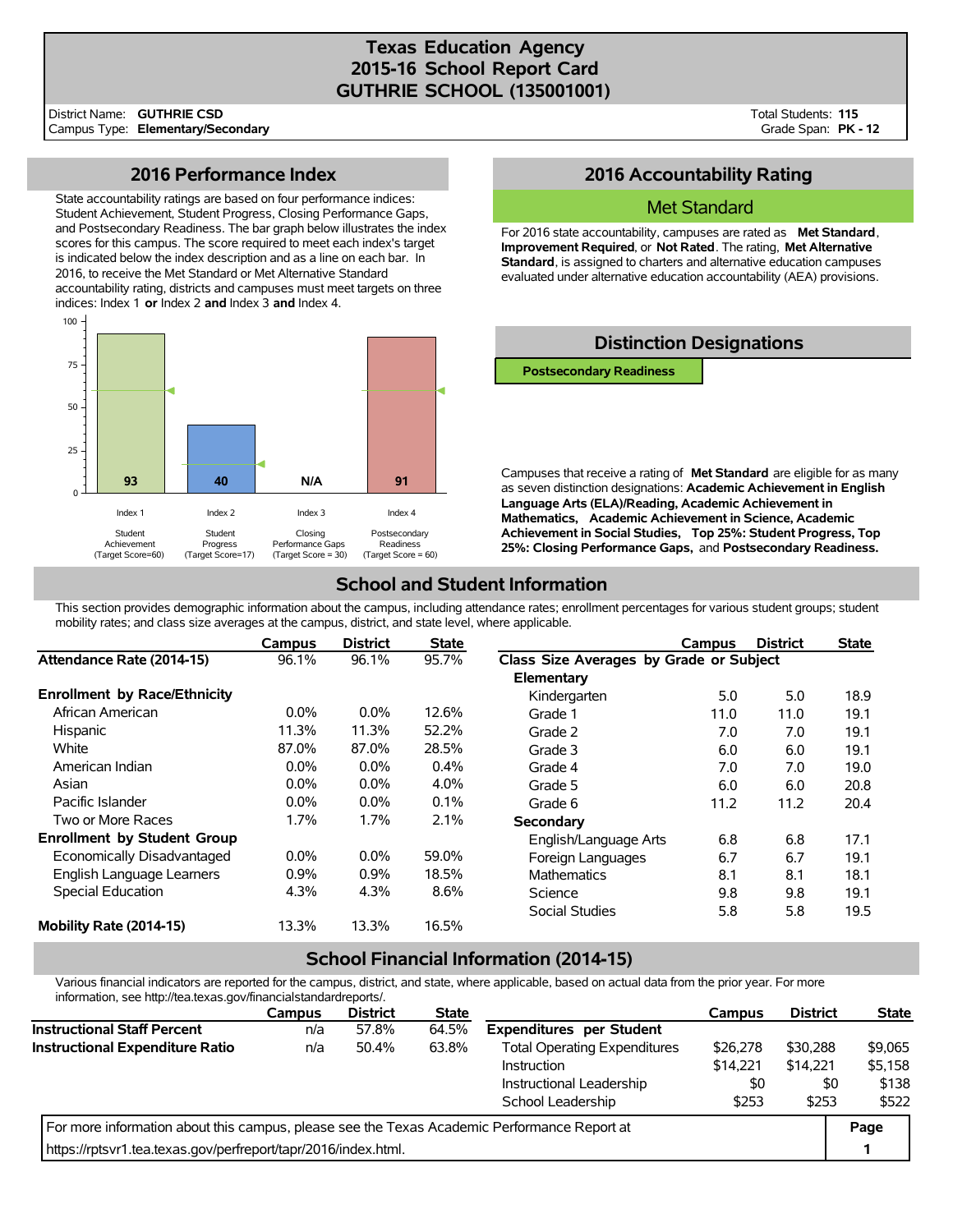# Texas Education Agency
# 2015-16 School Report Card
# GUTHRIE SCHOOL (135001001)

District Name: **GUTHRIE CSD**
Campus Type: **Elementary/Secondary**

Total Students: **115**
Grade Span: **PK - 12**

## 2016 Performance Index

State accountability ratings are based on four performance indices: Student Achievement, Student Progress, Closing Performance Gaps, and Postsecondary Readiness. The bar graph below illustrates the index scores for this campus. The score required to meet each index's target is indicated below the index description and as a line on each bar. In 2016, to receive the Met Standard or Met Alternative Standard accountability rating, districts and campuses must meet targets on three indices: Index 1 **or** Index 2 **and** Index 3 **and** Index 4.

| Index | Description | Target Score | Score |
|---|---|---|---|
| Index 1 | Student Achievement | 60 | 93 |
| Index 2 | Student Progress | 17 | 40 |
| Index 3 | Closing Performance Gaps | 30 | N/A |
| Index 4 | Postsecondary Readiness | 60 | 91 |

## 2016 Accountability Rating

**Met Standard**

For 2016 state accountability, campuses are rated as **Met Standard**, **Improvement Required**, or **Not Rated**. The rating, **Met Alternative Standard**, is assigned to charters and alternative education campuses evaluated under alternative education accountability (AEA) provisions.

## Distinction Designations

**Postsecondary Readiness**

Campuses that receive a rating of **Met Standard** are eligible for as many as seven distinction designations: **Academic Achievement in English Language Arts (ELA)/Reading, Academic Achievement in Mathematics, Academic Achievement in Science, Academic Achievement in Social Studies, Top 25%: Student Progress, Top 25%: Closing Performance Gaps,** and **Postsecondary Readiness.**

## School and Student Information

This section provides demographic information about the campus, including attendance rates; enrollment percentages for various student groups; student mobility rates; and class size averages at the campus, district, and state level, where applicable.

| | Campus | District | State |
|---|---|---|---|
| **Attendance Rate (2014-15)** | 96.1% | 96.1% | 95.7% |
| **Enrollment by Race/Ethnicity** | | | |
| African American | 0.0% | 0.0% | 12.6% |
| Hispanic | 11.3% | 11.3% | 52.2% |
| White | 87.0% | 87.0% | 28.5% |
| American Indian | 0.0% | 0.0% | 0.4% |
| Asian | 0.0% | 0.0% | 4.0% |
| Pacific Islander | 0.0% | 0.0% | 0.1% |
| Two or More Races | 1.7% | 1.7% | 2.1% |
| **Enrollment by Student Group** | | | |
| Economically Disadvantaged | 0.0% | 0.0% | 59.0% |
| English Language Learners | 0.9% | 0.9% | 18.5% |
| Special Education | 4.3% | 4.3% | 8.6% |
| **Mobility Rate (2014-15)** | 13.3% | 13.3% | 16.5% |

| | Campus | District | State |
|---|---|---|---|
| **Class Size Averages by Grade or Subject** | | | |
| **Elementary** | | | |
| Kindergarten | 5.0 | 5.0 | 18.9 |
| Grade 1 | 11.0 | 11.0 | 19.1 |
| Grade 2 | 7.0 | 7.0 | 19.1 |
| Grade 3 | 6.0 | 6.0 | 19.1 |
| Grade 4 | 7.0 | 7.0 | 19.0 |
| Grade 5 | 6.0 | 6.0 | 20.8 |
| Grade 6 | 11.2 | 11.2 | 20.4 |
| **Secondary** | | | |
| English/Language Arts | 6.8 | 6.8 | 17.1 |
| Foreign Languages | 6.7 | 6.7 | 19.1 |
| Mathematics | 8.1 | 8.1 | 18.1 |
| Science | 9.8 | 9.8 | 19.1 |
| Social Studies | 5.8 | 5.8 | 19.5 |

## School Financial Information (2014-15)

Various financial indicators are reported for the campus, district, and state, where applicable, based on actual data from the prior year. For more information, see http://tea.texas.gov/financialstandardreports/.

| | Campus | District | State |
|---|---|---|---|
| **Instructional Staff Percent** | n/a | 57.8% | 64.5% |
| **Instructional Expenditure Ratio** | n/a | 50.4% | 63.8% |

| | Campus | District | State |
|---|---|---|---|
| **Expenditures per Student** | | | |
| Total Operating Expenditures | $26,278 | $30,288 | $9,065 |
| Instruction | $14,221 | $14,221 | $5,158 |
| Instructional Leadership | $0 | $0 | $138 |
| School Leadership | $253 | $253 | $522 |

For more information about this campus, please see the Texas Academic Performance Report at https://rptsvr1.tea.texas.gov/perfreport/tapr/2016/index.html.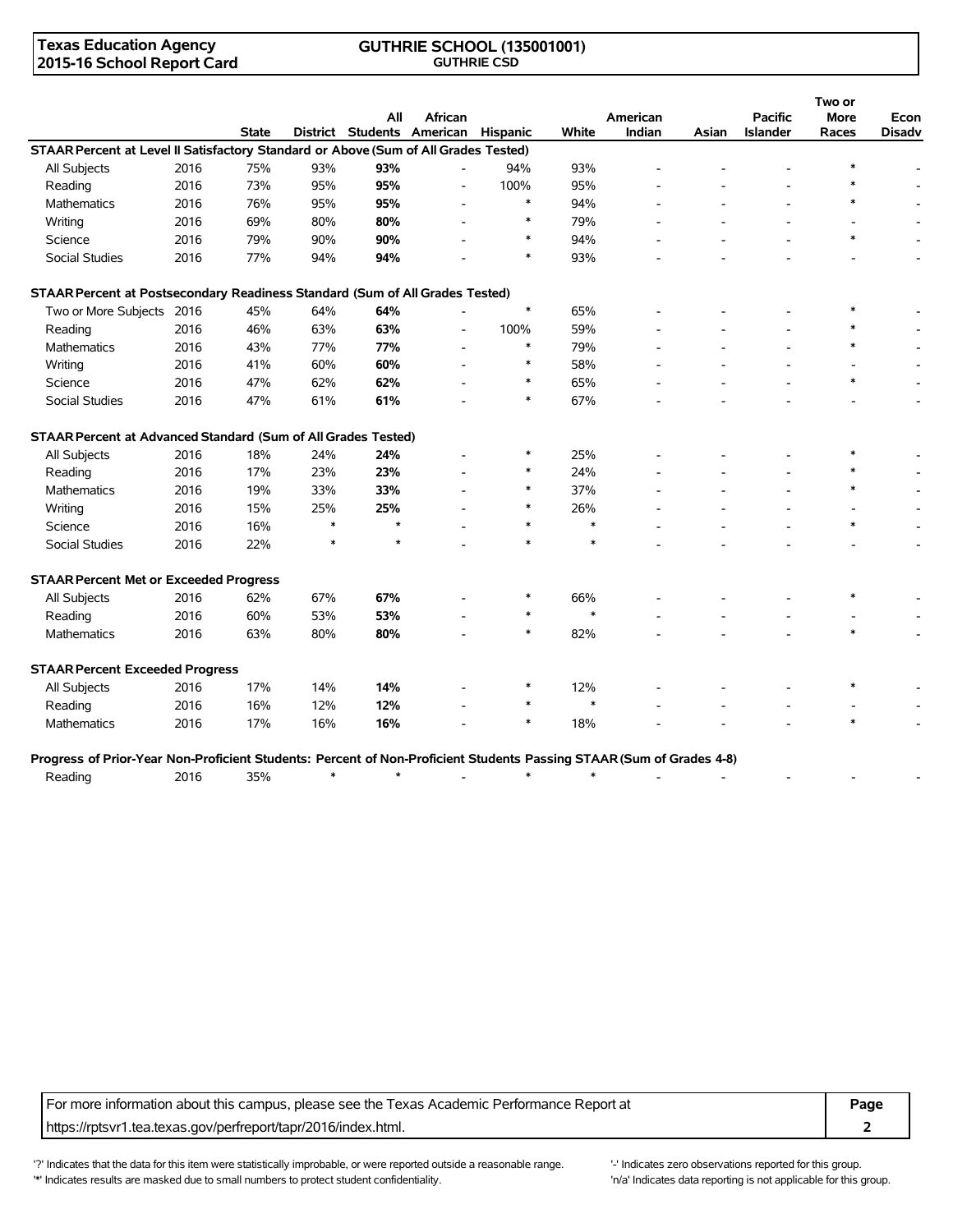**Texas Education Agency**
**2015-16 School Report Card**

**GUTHRIE SCHOOL (135001001)**
**GUTHRIE CSD**

| | | State | District | All Students | African American | Hispanic | White | American Indian | Asian | Pacific Islander | Two or More Races | Econ Disadv |
|---|---|---|---|---|---|---|---|---|---|---|---|---|
| **STAAR Percent at Level II Satisfactory Standard or Above (Sum of All Grades Tested)** | | | | | | | | | | | | |
| All Subjects | 2016 | 75% | 93% | **93%** | - | 94% | 93% | - | - | - | * | - |
| Reading | 2016 | 73% | 95% | **95%** | - | 100% | 95% | - | - | - | * | - |
| Mathematics | 2016 | 76% | 95% | **95%** | - | * | 94% | - | - | - | * | - |
| Writing | 2016 | 69% | 80% | **80%** | - | * | 79% | - | - | - | - | - |
| Science | 2016 | 79% | 90% | **90%** | - | * | 94% | - | - | - | * | - |
| Social Studies | 2016 | 77% | 94% | **94%** | - | * | 93% | - | - | - | - | - |
| **STAAR Percent at Postsecondary Readiness Standard (Sum of All Grades Tested)** | | | | | | | | | | | | |
| Two or More Subjects | 2016 | 45% | 64% | **64%** | - | * | 65% | - | - | - | * | - |
| Reading | 2016 | 46% | 63% | **63%** | - | 100% | 59% | - | - | - | * | - |
| Mathematics | 2016 | 43% | 77% | **77%** | - | * | 79% | - | - | - | * | - |
| Writing | 2016 | 41% | 60% | **60%** | - | * | 58% | - | - | - | - | - |
| Science | 2016 | 47% | 62% | **62%** | - | * | 65% | - | - | - | * | - |
| Social Studies | 2016 | 47% | 61% | **61%** | - | * | 67% | - | - | - | - | - |
| **STAAR Percent at Advanced Standard (Sum of All Grades Tested)** | | | | | | | | | | | | |
| All Subjects | 2016 | 18% | 24% | **24%** | - | * | 25% | - | - | - | * | - |
| Reading | 2016 | 17% | 23% | **23%** | - | * | 24% | - | - | - | * | - |
| Mathematics | 2016 | 19% | 33% | **33%** | - | * | 37% | - | - | - | * | - |
| Writing | 2016 | 15% | 25% | **25%** | - | * | 26% | - | - | - | - | - |
| Science | 2016 | 16% | * | * | - | * | * | - | - | - | * | - |
| Social Studies | 2016 | 22% | * | * | - | * | * | - | - | - | - | - |
| **STAAR Percent Met or Exceeded Progress** | | | | | | | | | | | | |
| All Subjects | 2016 | 62% | 67% | **67%** | - | * | 66% | - | - | - | * | - |
| Reading | 2016 | 60% | 53% | **53%** | - | * | * | - | - | - | - | - |
| Mathematics | 2016 | 63% | 80% | **80%** | - | * | 82% | - | - | - | * | - |
| **STAAR Percent Exceeded Progress** | | | | | | | | | | | | |
| All Subjects | 2016 | 17% | 14% | **14%** | - | * | 12% | - | - | - | * | - |
| Reading | 2016 | 16% | 12% | **12%** | - | * | * | - | - | - | - | - |
| Mathematics | 2016 | 17% | 16% | **16%** | - | * | 18% | - | - | - | * | - |
| **Progress of Prior-Year Non-Proficient Students: Percent of Non-Proficient Students Passing STAAR (Sum of Grades 4-8)** | | | | | | | | | | | | |
| Reading | 2016 | 35% | * | * | - | * | * | - | - | - | - | - |

For more information about this campus, please see the Texas Academic Performance Report at https://rptsvr1.tea.texas.gov/perfreport/tapr/2016/index.html.

'?' Indicates that the data for this item were statistically improbable, or were reported outside a reasonable range.
'*' Indicates results are masked due to small numbers to protect student confidentiality.
'-' Indicates zero observations reported for this group.
'n/a' Indicates data reporting is not applicable for this group.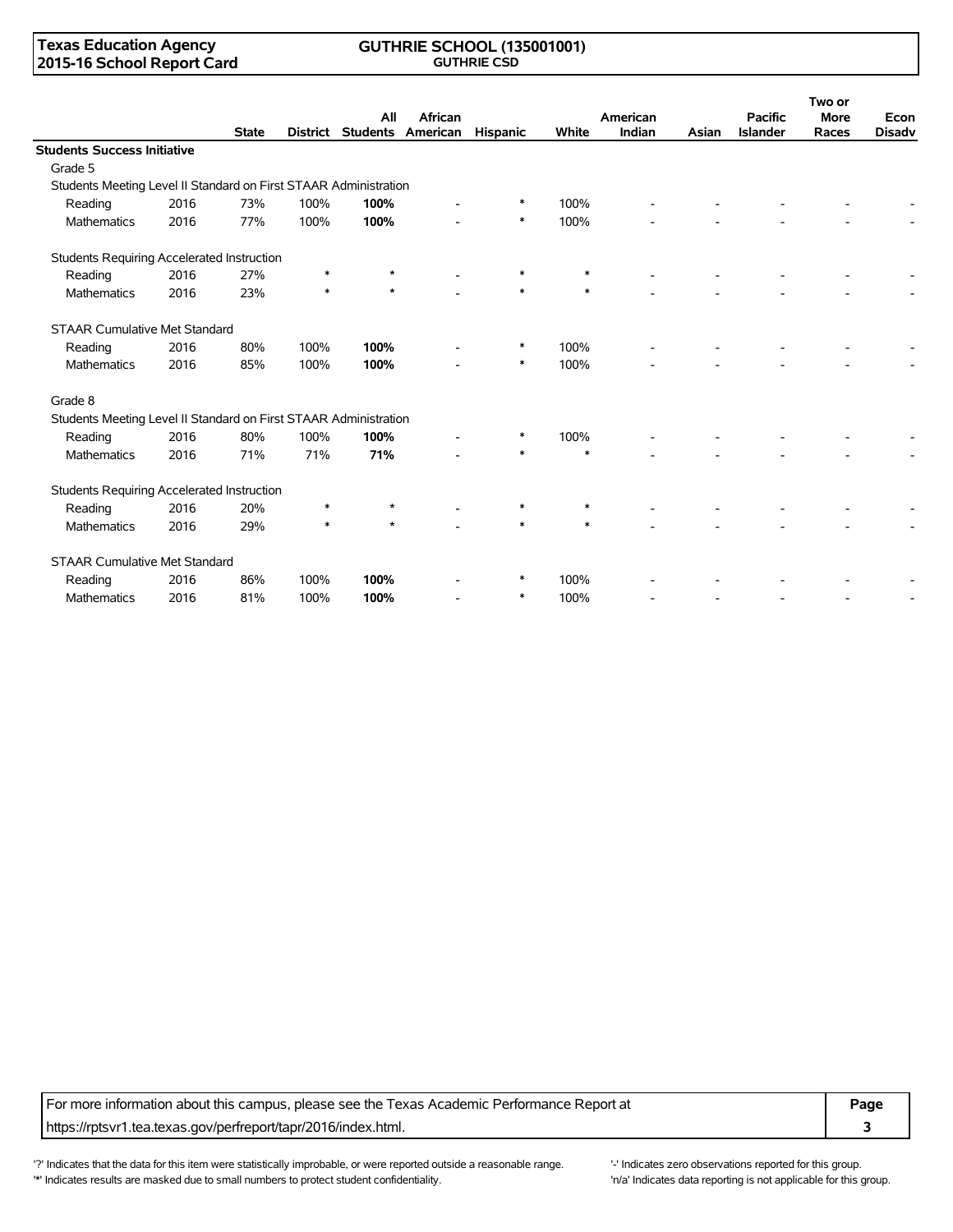Texas Education Agency
2015-16 School Report Card

GUTHRIE SCHOOL (135001001)
GUTHRIE CSD

| | | State | District | All Students | African American | Hispanic | White | American Indian | Asian | Pacific Islander | Two or More Races | Econ Disadv |
|---|---|---|---|---|---|---|---|---|---|---|---|---|
| **Students Success Initiative** | | | | | | | | | | | | |
| Grade 5 | | | | | | | | | | | | |
| Students Meeting Level II Standard on First STAAR Administration | | | | | | | | | | | | |
| Reading | 2016 | 73% | 100% | **100%** | - | * | 100% | - | - | - | - | - |
| Mathematics | 2016 | 77% | 100% | **100%** | - | * | 100% | - | - | - | - | - |
| Students Requiring Accelerated Instruction | | | | | | | | | | | | |
| Reading | 2016 | 27% | * | * | - | * | * | - | - | - | - | - |
| Mathematics | 2016 | 23% | * | * | - | * | * | - | - | - | - | - |
| STAAR Cumulative Met Standard | | | | | | | | | | | | |
| Reading | 2016 | 80% | 100% | **100%** | - | * | 100% | - | - | - | - | - |
| Mathematics | 2016 | 85% | 100% | **100%** | - | * | 100% | - | - | - | - | - |
| Grade 8 | | | | | | | | | | | | |
| Students Meeting Level II Standard on First STAAR Administration | | | | | | | | | | | | |
| Reading | 2016 | 80% | 100% | **100%** | - | * | 100% | - | - | - | - | - |
| Mathematics | 2016 | 71% | 71% | **71%** | - | * | * | - | - | - | - | - |
| Students Requiring Accelerated Instruction | | | | | | | | | | | | |
| Reading | 2016 | 20% | * | * | - | * | * | - | - | - | - | - |
| Mathematics | 2016 | 29% | * | * | - | * | * | - | - | - | - | - |
| STAAR Cumulative Met Standard | | | | | | | | | | | | |
| Reading | 2016 | 86% | 100% | **100%** | - | * | 100% | - | - | - | - | - |
| Mathematics | 2016 | 81% | 100% | **100%** | - | * | 100% | - | - | - | - | - |

For more information about this campus, please see the Texas Academic Performance Report at https://rptsvr1.tea.texas.gov/perfreport/tapr/2016/index.html.

'?' Indicates that the data for this item were statistically improbable, or were reported outside a reasonable range.
'*' Indicates results are masked due to small numbers to protect student confidentiality.
'-' Indicates zero observations reported for this group.
'n/a' Indicates data reporting is not applicable for this group.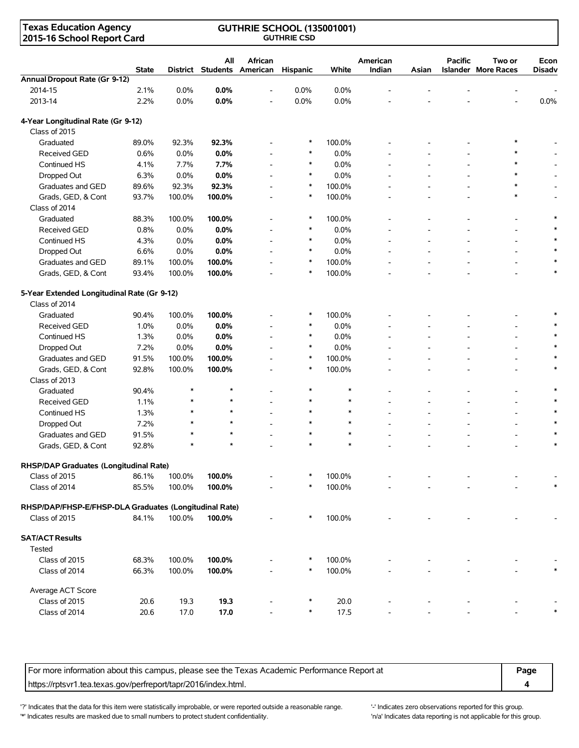| | State | District | All Students | African American | Hispanic | White | American Indian | Asian | Pacific Islander | Two or More Races | Econ Disadv |
|---|---|---|---|---|---|---|---|---|---|---|---|
| **Annual Dropout Rate (Gr 9-12)** | | | | | | | | | | | |
| 2014-15 | 2.1% | 0.0% | **0.0%** | - | 0.0% | 0.0% | - | - | - | - | - |
| 2013-14 | 2.2% | 0.0% | **0.0%** | - | 0.0% | 0.0% | - | - | - | - | 0.0% |
| **4-Year Longitudinal Rate (Gr 9-12)** | | | | | | | | | | | |
| Class of 2015 | | | | | | | | | | | |
| Graduated | 89.0% | 92.3% | **92.3%** | - | * | 100.0% | - | - | - | * | - |
| Received GED | 0.6% | 0.0% | **0.0%** | - | * | 0.0% | - | - | - | * | - |
| Continued HS | 4.1% | 7.7% | **7.7%** | - | * | 0.0% | - | - | - | * | - |
| Dropped Out | 6.3% | 0.0% | **0.0%** | - | * | 0.0% | - | - | - | * | - |
| Graduates and GED | 89.6% | 92.3% | **92.3%** | - | * | 100.0% | - | - | - | * | - |
| Grads, GED, & Cont | 93.7% | 100.0% | **100.0%** | - | * | 100.0% | - | - | - | * | - |
| Class of 2014 | | | | | | | | | | | |
| Graduated | 88.3% | 100.0% | **100.0%** | - | * | 100.0% | - | - | - | - | * |
| Received GED | 0.8% | 0.0% | **0.0%** | - | * | 0.0% | - | - | - | - | * |
| Continued HS | 4.3% | 0.0% | **0.0%** | - | * | 0.0% | - | - | - | - | * |
| Dropped Out | 6.6% | 0.0% | **0.0%** | - | * | 0.0% | - | - | - | - | * |
| Graduates and GED | 89.1% | 100.0% | **100.0%** | - | * | 100.0% | - | - | - | - | * |
| Grads, GED, & Cont | 93.4% | 100.0% | **100.0%** | - | * | 100.0% | - | - | - | - | * |
| **5-Year Extended Longitudinal Rate (Gr 9-12)** | | | | | | | | | | | |
| Class of 2014 | | | | | | | | | | | |
| Graduated | 90.4% | 100.0% | **100.0%** | - | * | 100.0% | - | - | - | - | * |
| Received GED | 1.0% | 0.0% | **0.0%** | - | * | 0.0% | - | - | - | - | * |
| Continued HS | 1.3% | 0.0% | **0.0%** | - | * | 0.0% | - | - | - | - | * |
| Dropped Out | 7.2% | 0.0% | **0.0%** | - | * | 0.0% | - | - | - | - | * |
| Graduates and GED | 91.5% | 100.0% | **100.0%** | - | * | 100.0% | - | - | - | - | * |
| Grads, GED, & Cont | 92.8% | 100.0% | **100.0%** | - | * | 100.0% | - | - | - | - | * |
| Class of 2013 | | | | | | | | | | | |
| Graduated | 90.4% | * | * | - | * | * | - | - | - | - | * |
| Received GED | 1.1% | * | * | - | * | * | - | - | - | - | * |
| Continued HS | 1.3% | * | * | - | * | * | - | - | - | - | * |
| Dropped Out | 7.2% | * | * | - | * | * | - | - | - | - | * |
| Graduates and GED | 91.5% | * | * | - | * | * | - | - | - | - | * |
| Grads, GED, & Cont | 92.8% | * | * | - | * | * | - | - | - | - | * |
| **RHSP/DAP Graduates (Longitudinal Rate)** | | | | | | | | | | | |
| Class of 2015 | 86.1% | 100.0% | **100.0%** | - | * | 100.0% | - | - | - | - | - |
| Class of 2014 | 85.5% | 100.0% | **100.0%** | - | * | 100.0% | - | - | - | - | * |
| **RHSP/DAP/FHSP-E/FHSP-DLA Graduates (Longitudinal Rate)** | | | | | | | | | | | |
| Class of 2015 | 84.1% | 100.0% | **100.0%** | - | * | 100.0% | - | - | - | - | - |
| **SAT/ACT Results** | | | | | | | | | | | |
| Tested | | | | | | | | | | | |
| Class of 2015 | 68.3% | 100.0% | **100.0%** | - | * | 100.0% | - | - | - | - | - |
| Class of 2014 | 66.3% | 100.0% | **100.0%** | - | * | 100.0% | - | - | - | - | * |
| Average ACT Score | | | | | | | | | | | |
| Class of 2015 | 20.6 | 19.3 | **19.3** | - | * | 20.0 | - | - | - | - | - |
| Class of 2014 | 20.6 | 17.0 | **17.0** | - | * | 17.5 | - | - | - | - | * |

For more information about this campus, please see the Texas Academic Performance Report at https://rptsvr1.tea.texas.gov/perfreport/tapr/2016/index.html.

'?' Indicates that the data for this item were statistically improbable, or were reported outside a reasonable range.
'*' Indicates results are masked due to small numbers to protect student confidentiality.
'-' Indicates zero observations reported for this group.
'n/a' Indicates data reporting is not applicable for this group.